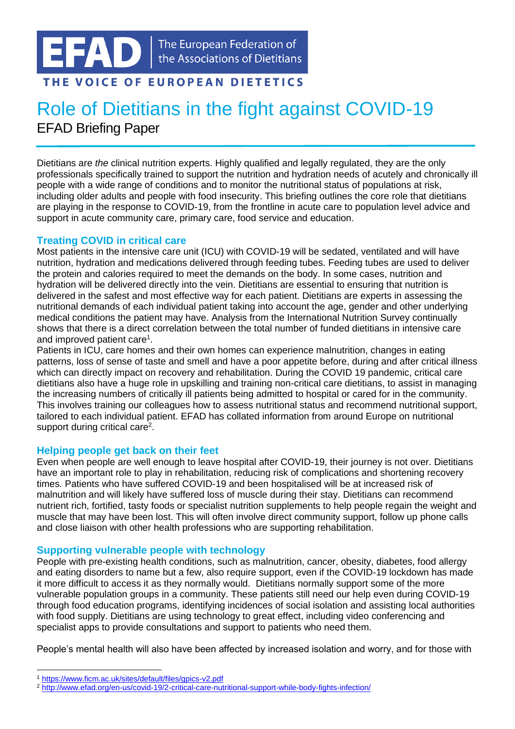EFAD | The European Federation of the Associations of Dietitians

THE VOICE OF EUROPEAN DIETETICS

# Role of Dietitians in the fight against COVID-19

EFAD Briefing Paper

Dietitians are *the* clinical nutrition experts. Highly qualified and legally regulated, they are the only professionals specifically trained to support the nutrition and hydration needs of acutely and chronically ill people with a wide range of conditions and to monitor the nutritional status of populations at risk, including older adults and people with food insecurity. This briefing outlines the core role that dietitians are playing in the response to COVID-19, from the frontline in acute care to population level advice and support in acute community care, primary care, food service and education.

## Treating COVID in critical care

Most patients in the intensive care unit (ICU) with COVID-19 will be sedated, ventilated and will have nutrition, hydration and medications delivered through feeding tubes. Feeding tubes are used to deliver the protein and calories required to meet the demands on the body. In some cases, nutrition and hydration will be delivered directly into the vein. Dietitians are essential to ensuring that nutrition is delivered in the safest and most effective way for each patient. Dietitians are experts in assessing the nutritional demands of each individual patient taking into account the age, gender and other underlying medical conditions the patient may have. Analysis from the International Nutrition Survey continually shows that there is a direct correlation between the total number of funded dietitians in intensive care and improved patient care[1].

Patients in ICU, care homes and their own homes can experience malnutrition, changes in eating patterns, loss of sense of taste and smell and have a poor appetite before, during and after critical illness which can directly impact on recovery and rehabilitation. During the COVID 19 pandemic, critical care dietitians also have a huge role in upskilling and training non-critical care dietitians, to assist in managing the increasing numbers of critically ill patients being admitted to hospital or cared for in the community. This involves training our colleagues how to assess nutritional status and recommend nutritional support, tailored to each individual patient. EFAD has collated information from around Europe on nutritional support during critical care[2].

## Helping people get back on their feet

Even when people are well enough to leave hospital after COVID-19, their journey is not over. Dietitians have an important role to play in rehabilitation, reducing risk of complications and shortening recovery times. Patients who have suffered COVID-19 and been hospitalised will be at increased risk of malnutrition and will likely have suffered loss of muscle during their stay. Dietitians can recommend nutrient rich, fortified, tasty foods or specialist nutrition supplements to help people regain the weight and muscle that may have been lost. This will often involve direct community support, follow up phone calls and close liaison with other health professions who are supporting rehabilitation.

## Supporting vulnerable people with technology

People with pre-existing health conditions, such as malnutrition, cancer, obesity, diabetes, food allergy and eating disorders to name but a few, also require support, even if the COVID-19 lockdown has made it more difficult to access it as they normally would. Dietitians normally support some of the more vulnerable population groups in a community. These patients still need our help even during COVID-19 through food education programs, identifying incidences of social isolation and assisting local authorities with food supply. Dietitians are using technology to great effect, including video conferencing and specialist apps to provide consultations and support to patients who need them.

People's mental health will also have been affected by increased isolation and worry, and for those with

---

[1] https://www.ficm.ac.uk/sites/default/files/gpics-v2.pdf

[2] http://www.efad.org/en-us/covid-19/2-critical-care-nutritional-support-while-body-fights-infection/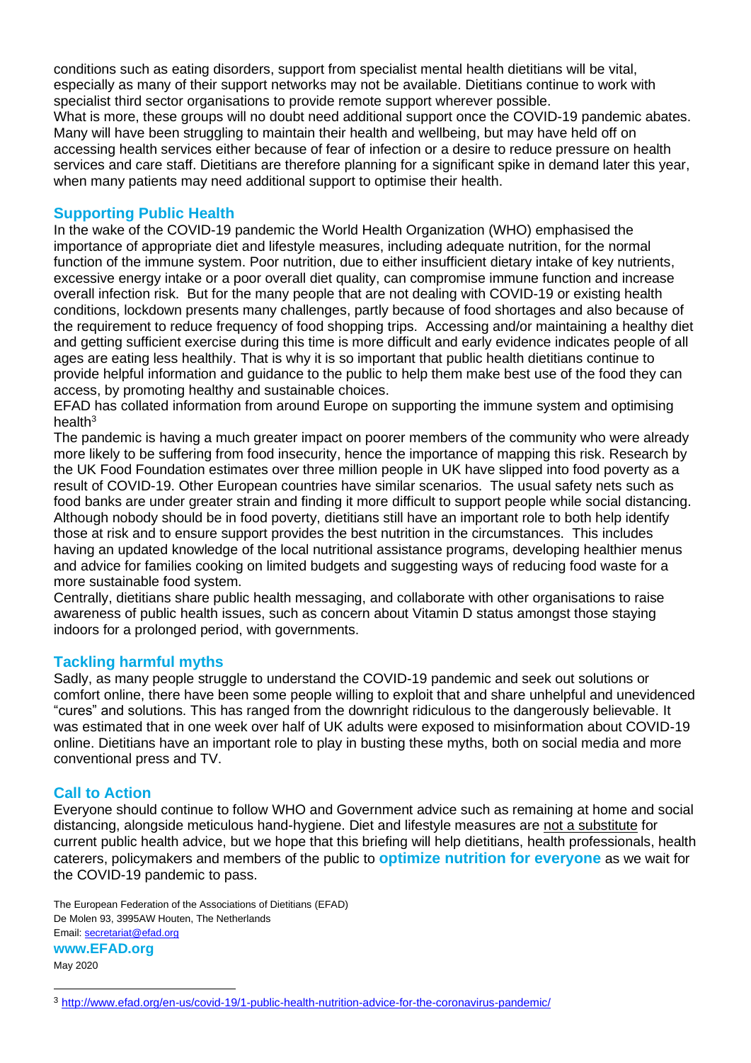conditions such as eating disorders, support from specialist mental health dietitians will be vital, especially as many of their support networks may not be available. Dietitians continue to work with specialist third sector organisations to provide remote support wherever possible.
What is more, these groups will no doubt need additional support once the COVID-19 pandemic abates. Many will have been struggling to maintain their health and wellbeing, but may have held off on accessing health services either because of fear of infection or a desire to reduce pressure on health services and care staff. Dietitians are therefore planning for a significant spike in demand later this year, when many patients may need additional support to optimise their health.

## Supporting Public Health

In the wake of the COVID-19 pandemic the World Health Organization (WHO) emphasised the importance of appropriate diet and lifestyle measures, including adequate nutrition, for the normal function of the immune system. Poor nutrition, due to either insufficient dietary intake of key nutrients, excessive energy intake or a poor overall diet quality, can compromise immune function and increase overall infection risk. But for the many people that are not dealing with COVID-19 or existing health conditions, lockdown presents many challenges, partly because of food shortages and also because of the requirement to reduce frequency of food shopping trips. Accessing and/or maintaining a healthy diet and getting sufficient exercise during this time is more difficult and early evidence indicates people of all ages are eating less healthily. That is why it is so important that public health dietitians continue to provide helpful information and guidance to the public to help them make best use of the food they can access, by promoting healthy and sustainable choices.
EFAD has collated information from around Europe on supporting the immune system and optimising health[3]
The pandemic is having a much greater impact on poorer members of the community who were already more likely to be suffering from food insecurity, hence the importance of mapping this risk. Research by the UK Food Foundation estimates over three million people in UK have slipped into food poverty as a result of COVID-19. Other European countries have similar scenarios. The usual safety nets such as food banks are under greater strain and finding it more difficult to support people while social distancing. Although nobody should be in food poverty, dietitians still have an important role to both help identify those at risk and to ensure support provides the best nutrition in the circumstances. This includes having an updated knowledge of the local nutritional assistance programs, developing healthier menus and advice for families cooking on limited budgets and suggesting ways of reducing food waste for a more sustainable food system.
Centrally, dietitians share public health messaging, and collaborate with other organisations to raise awareness of public health issues, such as concern about Vitamin D status amongst those staying indoors for a prolonged period, with governments.

## Tackling harmful myths

Sadly, as many people struggle to understand the COVID-19 pandemic and seek out solutions or comfort online, there have been some people willing to exploit that and share unhelpful and unevidenced "cures" and solutions. This has ranged from the downright ridiculous to the dangerously believable. It was estimated that in one week over half of UK adults were exposed to misinformation about COVID-19 online. Dietitians have an important role to play in busting these myths, both on social media and more conventional press and TV.

## Call to Action

Everyone should continue to follow WHO and Government advice such as remaining at home and social distancing, alongside meticulous hand-hygiene. Diet and lifestyle measures are not a substitute for current public health advice, but we hope that this briefing will help dietitians, health professionals, health caterers, policymakers and members of the public to **optimize nutrition for everyone** as we wait for the COVID-19 pandemic to pass.

The European Federation of the Associations of Dietitians (EFAD)
De Molen 93, 3995AW Houten, The Netherlands
Email: secretariat@efad.org

**www.EFAD.org**

May 2020

[3] http://www.efad.org/en-us/covid-19/1-public-health-nutrition-advice-for-the-coronavirus-pandemic/